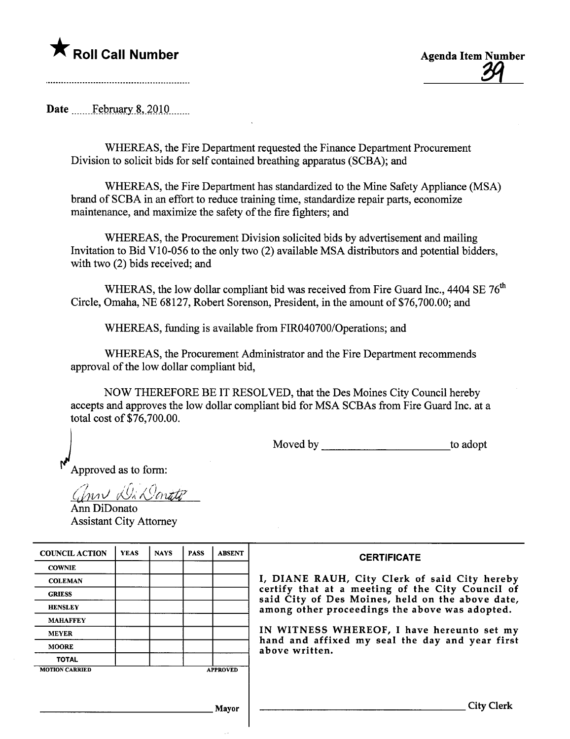★ **Roll Call Number**

**Agenda Item Number**
39

.........................................................

**Date** February 8, 2010

WHEREAS, the Fire Department requested the Finance Department Procurement Division to solicit bids for self contained breathing apparatus (SCBA); and

WHEREAS, the Fire Department has standardized to the Mine Safety Appliance (MSA) brand of SCBA in an effort to reduce training time, standardize repair parts, economize maintenance, and maximize the safety of the fire fighters; and

WHEREAS, the Procurement Division solicited bids by advertisement and mailing Invitation to Bid V10-056 to the only two (2) available MSA distributors and potential bidders, with two (2) bids received; and

WHERAS, the low dollar compliant bid was received from Fire Guard Inc., 4404 SE 76th Circle, Omaha, NE 68127, Robert Sorenson, President, in the amount of $76,700.00; and

WHEREAS, funding is available from FIR040700/Operations; and

WHEREAS, the Procurement Administrator and the Fire Department recommends approval of the low dollar compliant bid,

NOW THEREFORE BE IT RESOLVED, that the Des Moines City Council hereby accepts and approves the low dollar compliant bid for MSA SCBAs from Fire Guard Inc. at a total cost of $76,700.00.

Moved by ______________________ to adopt

Approved as to form:

Ann DiDonato
Ann DiDonato
Assistant City Attorney

| COUNCIL ACTION | YEAS | NAYS | PASS | ABSENT |
|---|---|---|---|---|
| COWNIE | | | | |
| COLEMAN | | | | |
| GRIESS | | | | |
| HENSLEY | | | | |
| MAHAFFEY | | | | |
| MEYER | | | | |
| MOORE | | | | |
| TOTAL | | | | |
| MOTION CARRIED | | | | APPROVED |

______________________________ Mayor

**CERTIFICATE**

I, DIANE RAUH, City Clerk of said City hereby certify that at a meeting of the City Council of said City of Des Moines, held on the above date, among other proceedings the above was adopted.

IN WITNESS WHEREOF, I have hereunto set my hand and affixed my seal the day and year first above written.

______________________________ City Clerk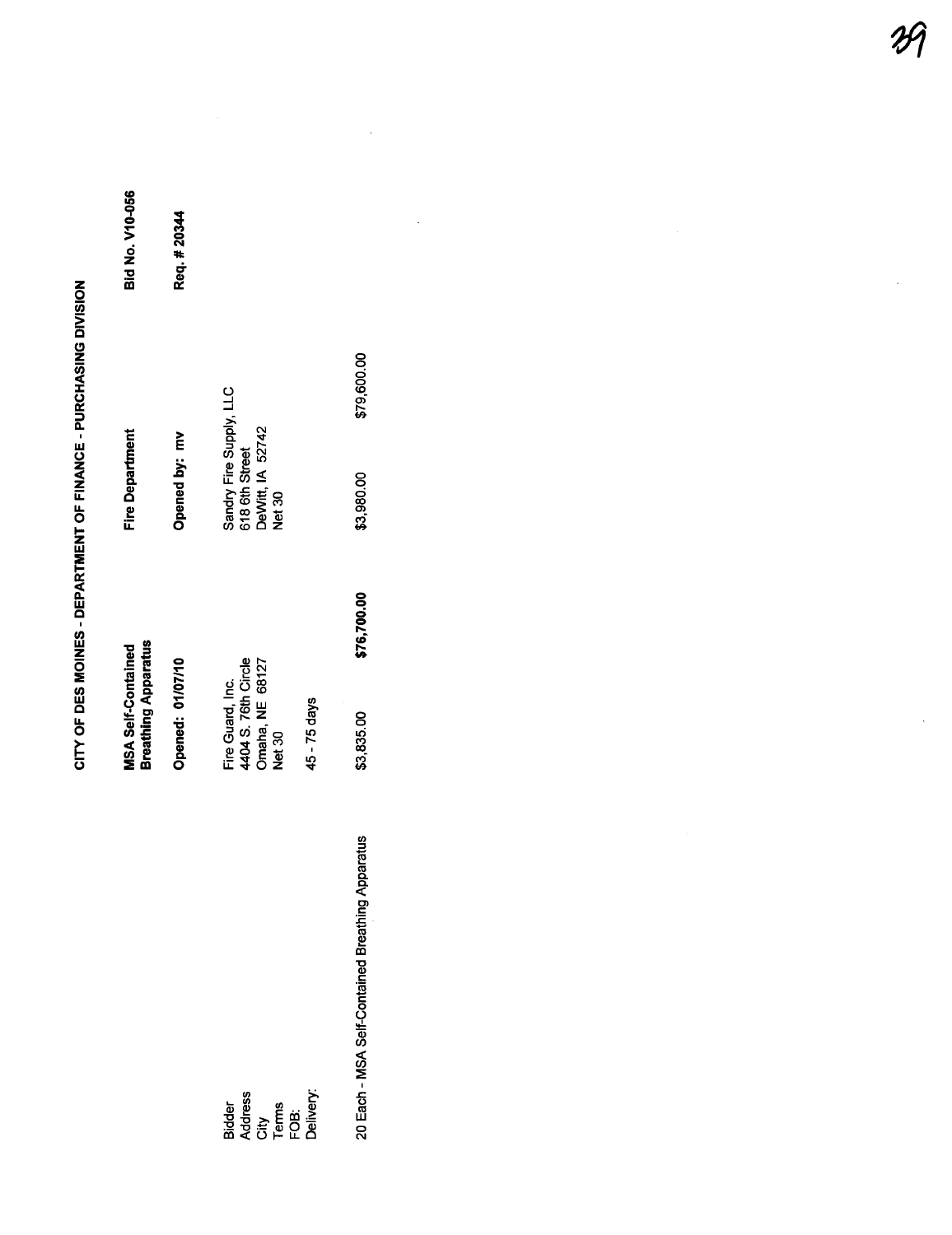# CITY OF DES MOINES - DEPARTMENT OF FINANCE - PURCHASING DIVISION

| **MSA Self-Contained Breathing Apparatus** | **Fire Department** | **Bid No. V10-056** |
|---|---|---|
| **Opened: 01/07/10** | **Opened by: mv** | **Req. # 20344** |

| | | | | |
|---|---|---|---|---|
| Bidder<br>Address<br>City<br>Terms<br>FOB:<br>Delivery: | Fire Guard, Inc.<br>4404 S. 76th Circle<br>Omaha, NE 68127<br>Net 30<br><br>45 - 75 days | | Sandry Fire Supply, LLC<br>618 6th Street<br>DeWitt, IA 52742<br>Net 30 | |
| 20 Each - MSA Self-Contained Breathing Apparatus | $3,835.00 | **$76,700.00** | $3,980.00 | $79,600.00 |